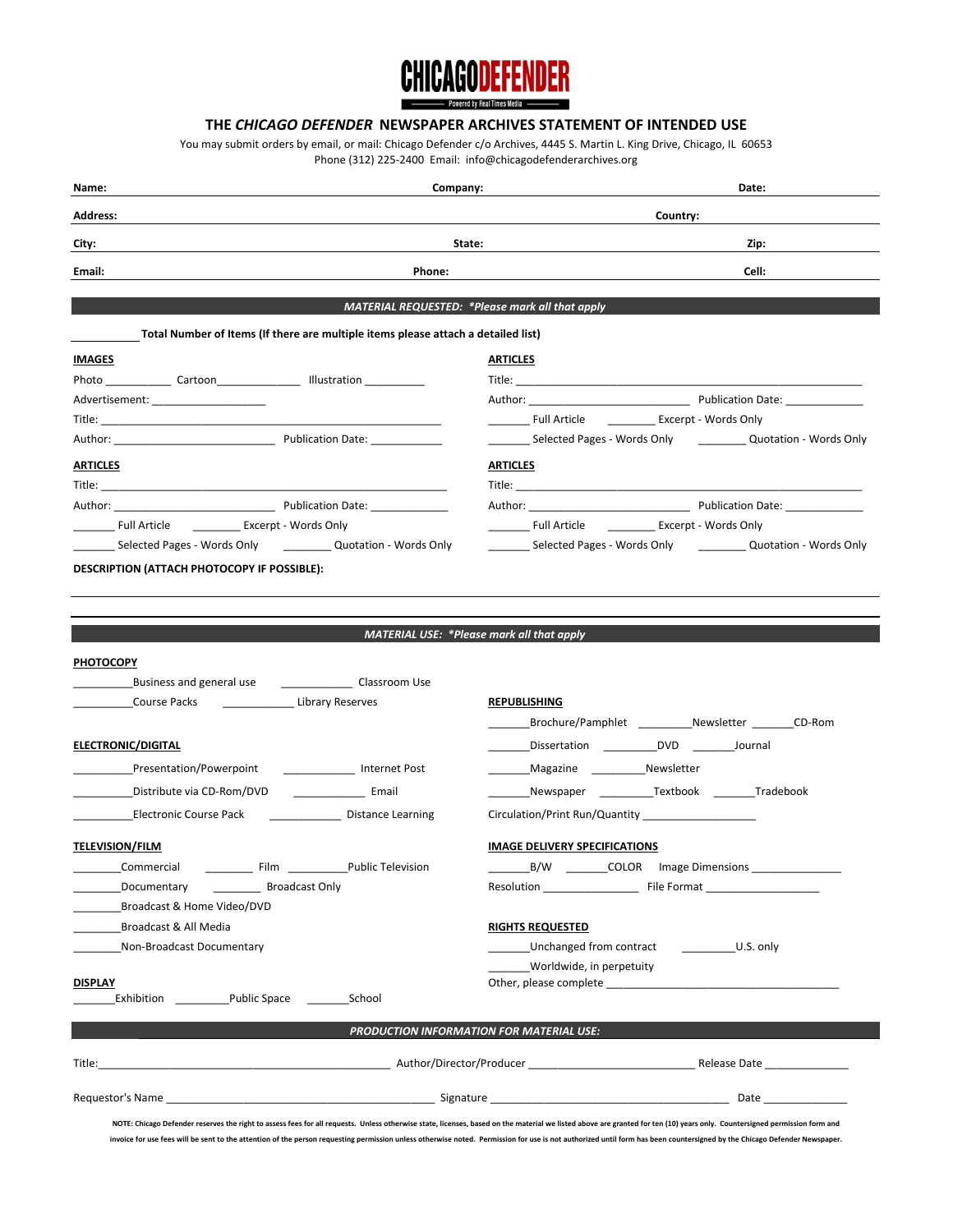**CHICAGO DEFENDER**

Powered by Real Times Media

# THE *CHICAGO DEFENDER* NEWSPAPER ARCHIVES STATEMENT OF INTENDED USE

You may submit orders by email, or mail: Chicago Defender c/o Archives, 4445 S. Martin L. King Drive, Chicago, IL 60653
Phone (312) 225-2400 Email: info@chicagodefenderarchives.org

**Name:** **Company:** **Date:**

**Address:** **Country:**

**City:** **State:** **Zip:**

**Email:** **Phone:** **Cell:**

## *MATERIAL REQUESTED: \*Please mark all that apply*

__________ **Total Number of Items (If there are multiple items please attach a detailed list)**

**IMAGES**

Photo __________ Cartoon _____________ Illustration _________

Advertisement: _________________

Title: ________________________________________________________

Author: __________________________ Publication Date: ___________

**ARTICLES**

Title: ________________________________________________________

Author: __________________________ Publication Date: _____________

_______ Full Article ________ Excerpt - Words Only

_______ Selected Pages - Words Only ________ Quotation - Words Only

**ARTICLES**

Title: ________________________________________________________

Author: __________________________ Publication Date: _____________

_______ Full Article ________ Excerpt - Words Only

_______ Selected Pages - Words Only ________ Quotation - Words Only

**ARTICLES**

Title: ________________________________________________________

Author: __________________________ Publication Date: _____________

_______ Full Article ________ Excerpt - Words Only

_______ Selected Pages - Words Only ________ Quotation - Words Only

**DESCRIPTION (ATTACH PHOTOCOPY IF POSSIBLE):**

## *MATERIAL USE: \*Please mark all that apply*

**PHOTOCOPY**

_________ Business and general use ____________ Classroom Use

_________ Course Packs ____________ Library Reserves

**ELECTRONIC/DIGITAL**

_________ Presentation/Powerpoint ____________ Internet Post

_________ Distribute via CD-Rom/DVD ____________ Email

_________ Electronic Course Pack ____________ Distance Learning

**TELEVISION/FILM**

________ Commercial ________ Film _________ Public Television

________ Documentary ________ Broadcast Only

________ Broadcast & Home Video/DVD

________ Broadcast & All Media

________ Non-Broadcast Documentary

**DISPLAY**

_______ Exhibition _________ Public Space _______ School

**REPUBLISHING**

_______ Brochure/Pamphlet _________ Newsletter _______ CD-Rom

_______ Dissertation _________ DVD _______ Journal

_______ Magazine _________ Newsletter

_______ Newspaper _________ Textbook _______ Tradebook

Circulation/Print Run/Quantity __________________

**IMAGE DELIVERY SPECIFICATIONS**

_______ B/W _______ COLOR Image Dimensions ______________

Resolution _______________ File Format __________________

**RIGHTS REQUESTED**

_______ Unchanged from contract _________ U.S. only

_______ Worldwide, in perpetuity

Other, please complete ______________________________________

## *PRODUCTION INFORMATION FOR MATERIAL USE:*

Title: ______________________________________________ Author/Director/Producer __________________________ Release Date ______________

Requestor's Name ___________________________________________ Signature _____________________________________ Date ______________

NOTE: Chicago Defender reserves the right to assess fees for all requests. Unless otherwise state, licenses, based on the material we listed above are granted for ten (10) years only. Countersigned permission form and invoice for use fees will be sent to the attention of the person requesting permission unless otherwise noted. Permission for use is not authorized until form has been countersigned by the Chicago Defender Newspaper.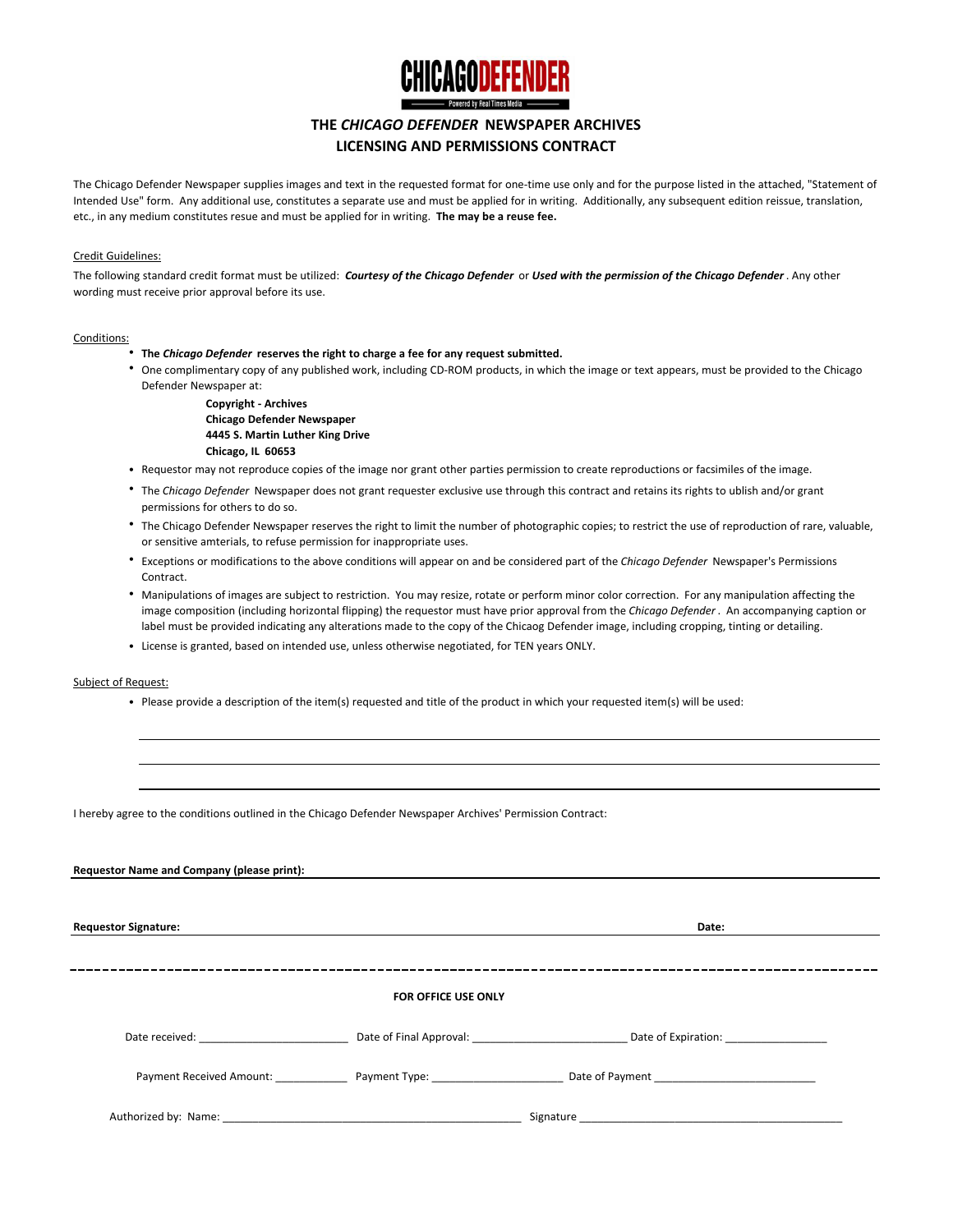**CHICAGODEFENDER**

Powered by Real Times Media

## THE *CHICAGO DEFENDER* NEWSPAPER ARCHIVES
## LICENSING AND PERMISSIONS CONTRACT

The Chicago Defender Newspaper supplies images and text in the requested format for one-time use only and for the purpose listed in the attached, "Statement of Intended Use" form. Any additional use, constitutes a separate use and must be applied for in writing. Additionally, any subsequent edition reissue, translation, etc., in any medium constitutes resue and must be applied for in writing. **The may be a reuse fee.**

Credit Guidelines:

The following standard credit format must be utilized: ***Courtesy of the Chicago Defender*** or ***Used with the permission of the Chicago Defender***. Any other wording must receive prior approval before its use.

Conditions:

- **The *Chicago Defender* reserves the right to charge a fee for any request submitted.**
- One complimentary copy of any published work, including CD-ROM products, in which the image or text appears, must be provided to the Chicago Defender Newspaper at:

  **Copyright - Archives**
  **Chicago Defender Newspaper**
  **4445 S. Martin Luther King Drive**
  **Chicago, IL 60653**

- Requestor may not reproduce copies of the image nor grant other parties permission to create reproductions or facsimiles of the image.
- The *Chicago Defender* Newspaper does not grant requester exclusive use through this contract and retains its rights to ublish and/or grant permissions for others to do so.
- The Chicago Defender Newspaper reserves the right to limit the number of photographic copies; to restrict the use of reproduction of rare, valuable, or sensitive amterials, to refuse permission for inappropriate uses.
- Exceptions or modifications to the above conditions will appear on and be considered part of the *Chicago Defender* Newspaper's Permissions Contract.
- Manipulations of images are subject to restriction. You may resize, rotate or perform minor color correction. For any manipulation affecting the image composition (including horizontal flipping) the requestor must have prior approval from the *Chicago Defender*. An accompanying caption or label must be provided indicating any alterations made to the copy of the Chicaog Defender image, including cropping, tinting or detailing.
- License is granted, based on intended use, unless otherwise negotiated, for TEN years ONLY.

Subject of Request:

- Please provide a description of the item(s) requested and title of the product in which your requested item(s) will be used:

\_\_\_\_\_\_\_\_\_\_\_\_\_\_\_\_\_\_\_\_\_\_\_\_\_\_\_\_\_\_\_\_\_\_\_\_\_\_\_\_\_\_\_\_\_\_\_\_\_\_\_\_\_\_\_\_\_\_\_\_

\_\_\_\_\_\_\_\_\_\_\_\_\_\_\_\_\_\_\_\_\_\_\_\_\_\_\_\_\_\_\_\_\_\_\_\_\_\_\_\_\_\_\_\_\_\_\_\_\_\_\_\_\_\_\_\_\_\_\_\_

\_\_\_\_\_\_\_\_\_\_\_\_\_\_\_\_\_\_\_\_\_\_\_\_\_\_\_\_\_\_\_\_\_\_\_\_\_\_\_\_\_\_\_\_\_\_\_\_\_\_\_\_\_\_\_\_\_\_\_\_

I hereby agree to the conditions outlined in the Chicago Defender Newspaper Archives' Permission Contract:

**Requestor Name and Company (please print):** \_\_\_\_\_\_\_\_\_\_\_\_\_\_\_\_\_\_\_\_\_\_\_\_\_\_\_\_\_\_\_\_\_\_\_\_\_\_\_\_

**Requestor Signature:** \_\_\_\_\_\_\_\_\_\_\_\_\_\_\_\_\_\_\_\_\_\_\_\_\_\_\_\_\_\_\_\_ **Date:** \_\_\_\_\_\_\_\_\_\_\_\_\_\_\_\_

---

**FOR OFFICE USE ONLY**

Date received: \_\_\_\_\_\_\_\_\_\_\_\_\_\_\_\_\_\_\_\_\_\_\_\_\_ Date of Final Approval: \_\_\_\_\_\_\_\_\_\_\_\_\_\_\_\_\_\_\_\_\_\_\_\_\_\_ Date of Expiration: \_\_\_\_\_\_\_\_\_\_\_\_\_\_\_\_\_

Payment Received Amount: \_\_\_\_\_\_\_\_\_\_\_\_ Payment Type: \_\_\_\_\_\_\_\_\_\_\_\_\_\_\_\_\_\_\_\_\_\_ Date of Payment \_\_\_\_\_\_\_\_\_\_\_\_\_\_\_\_\_\_\_\_\_\_\_\_\_\_\_

Authorized by: Name: \_\_\_\_\_\_\_\_\_\_\_\_\_\_\_\_\_\_\_\_\_\_\_\_\_\_\_\_\_\_\_\_\_\_\_\_\_\_\_\_\_\_\_\_\_\_\_\_\_\_ Signature \_\_\_\_\_\_\_\_\_\_\_\_\_\_\_\_\_\_\_\_\_\_\_\_\_\_\_\_\_\_\_\_\_\_\_\_\_\_\_\_\_\_\_\_